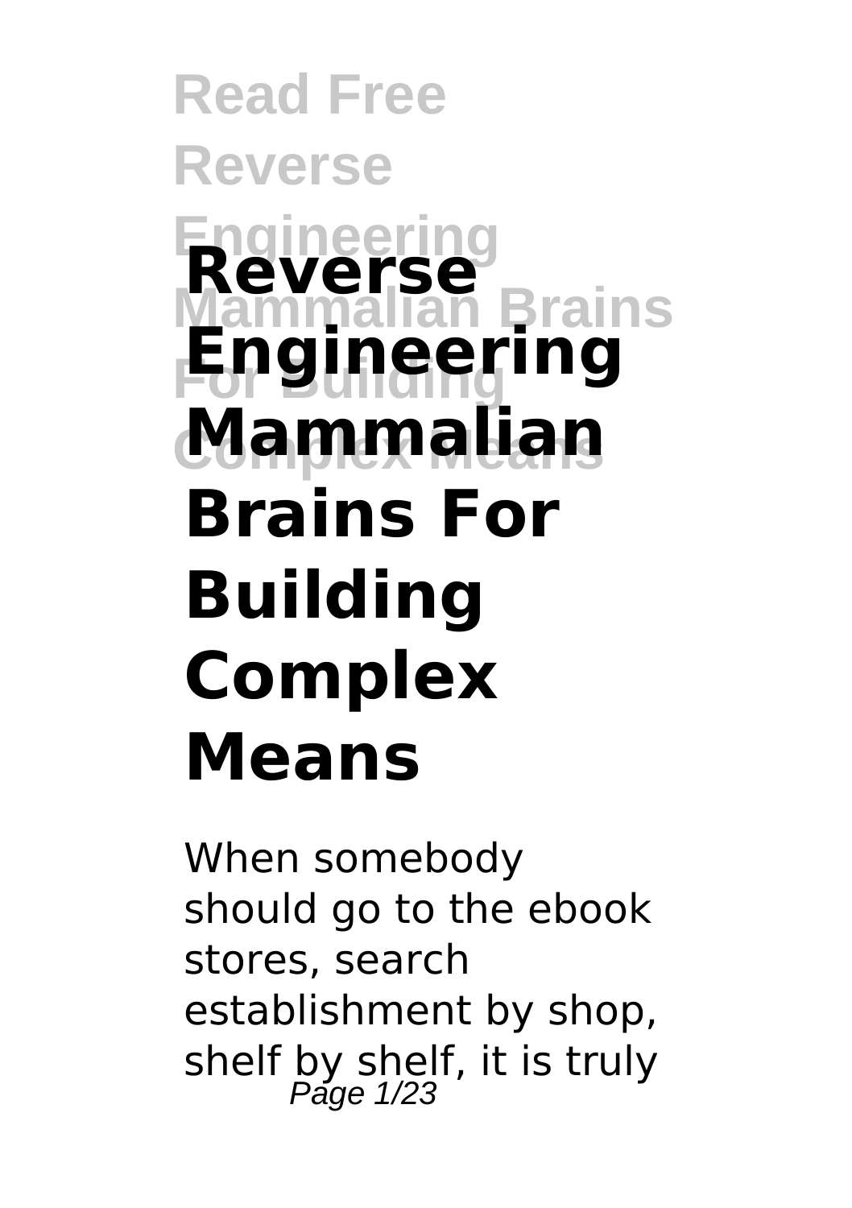# Reverse Engineering Mammalian Brains For Building Complex Means

When somebody should go to the ebook stores, search establishment by shop, shelf by shelf, it is truly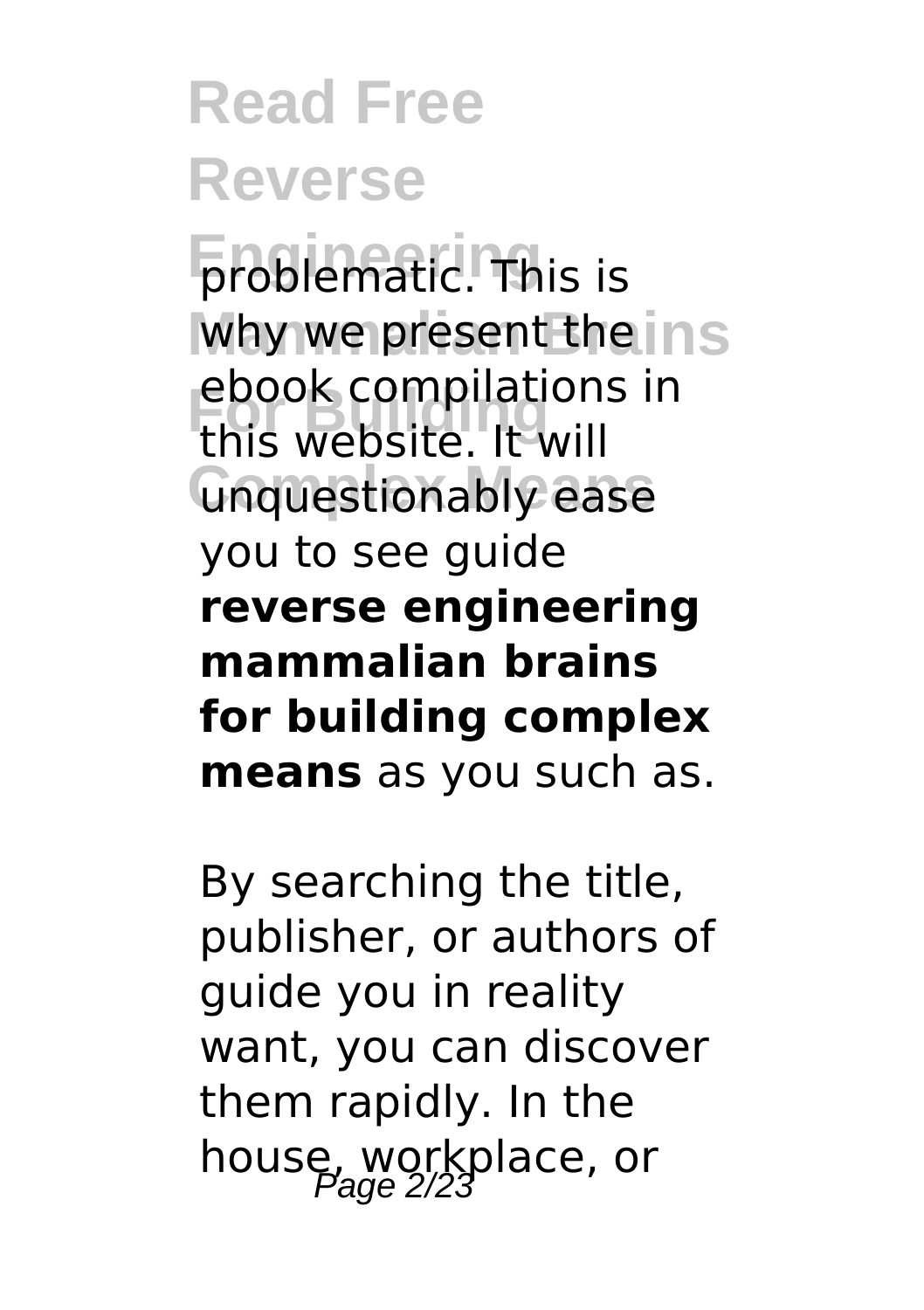problematic. This is why we present the ebook compilations in this website. It will unquestionably ease you to see guide **reverse engineering mammalian brains for building complex means** as you such as.

By searching the title, publisher, or authors of guide you in reality want, you can discover them rapidly. In the house, workplace, or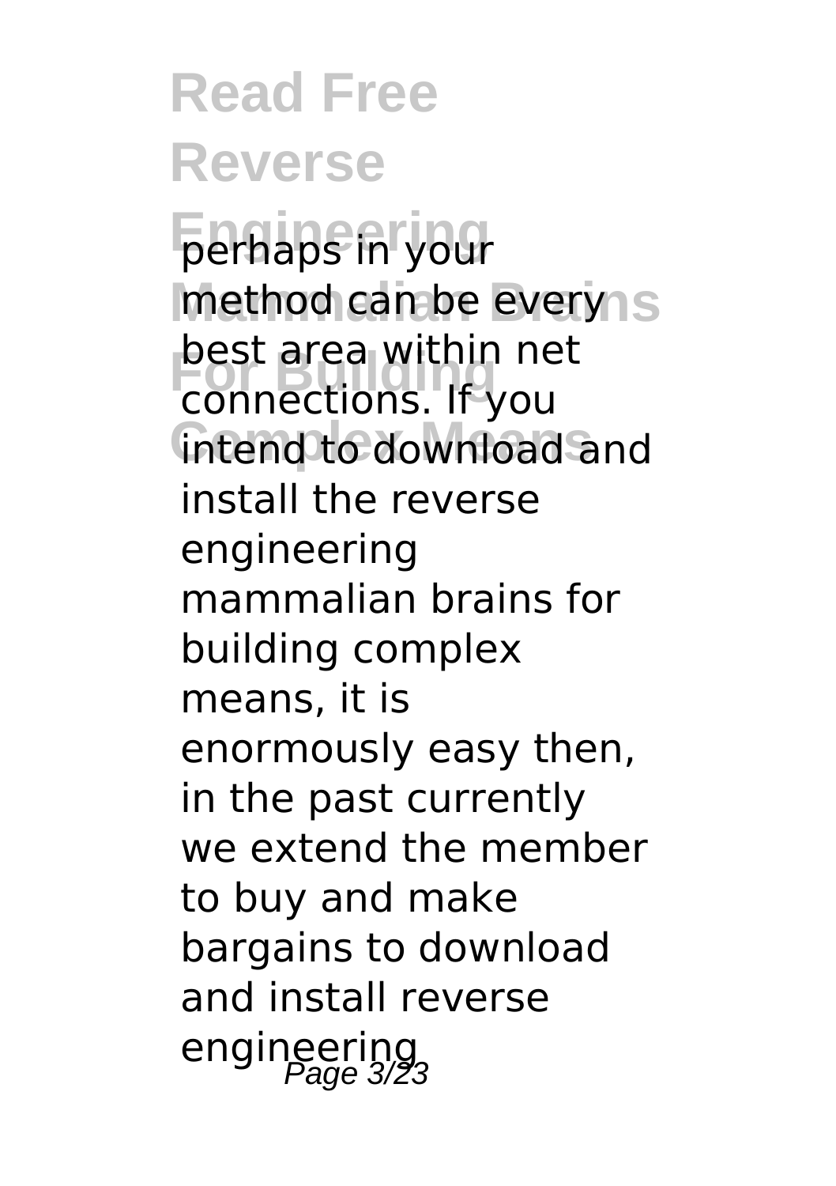perhaps in your method can be every best area within net connections. If you intend to download and install the reverse engineering mammalian brains for building complex means, it is enormously easy then, in the past currently we extend the member to buy and make bargains to download and install reverse engineering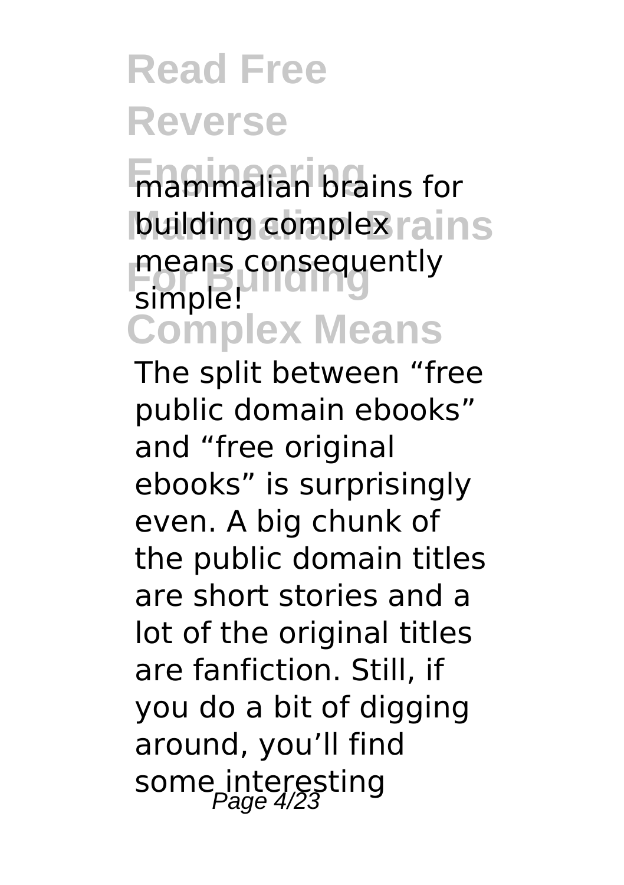mammalian brains for building complex means consequently simple!

The split between “free public domain ebooks” and “free original ebooks” is surprisingly even. A big chunk of the public domain titles are short stories and a lot of the original titles are fanfiction. Still, if you do a bit of digging around, you’ll find some interesting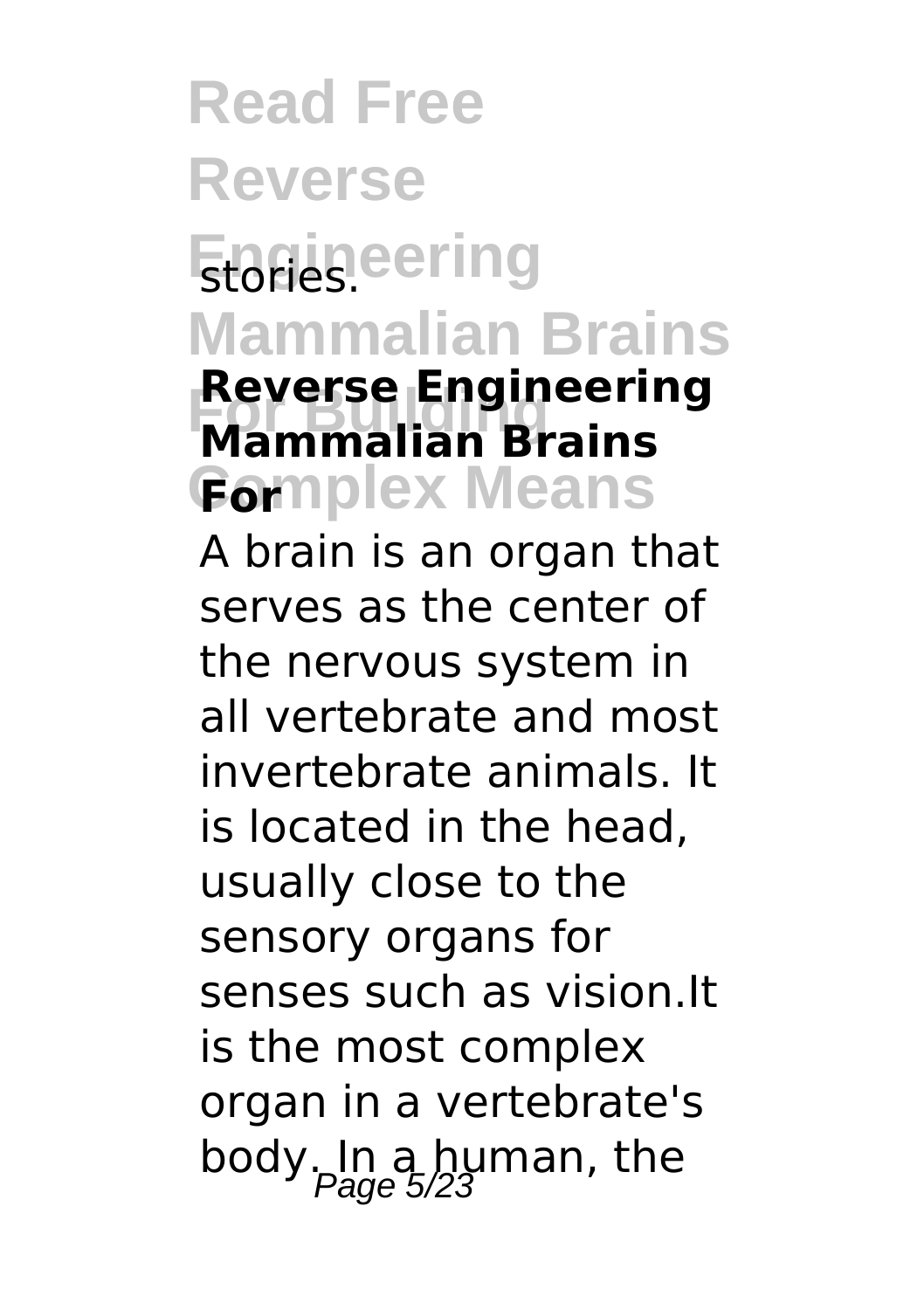stories.

## Reverse Engineering Mammalian Brains For

A brain is an organ that serves as the center of the nervous system in all vertebrate and most invertebrate animals. It is located in the head, usually close to the sensory organs for senses such as vision.It is the most complex organ in a vertebrate's body. In a human, the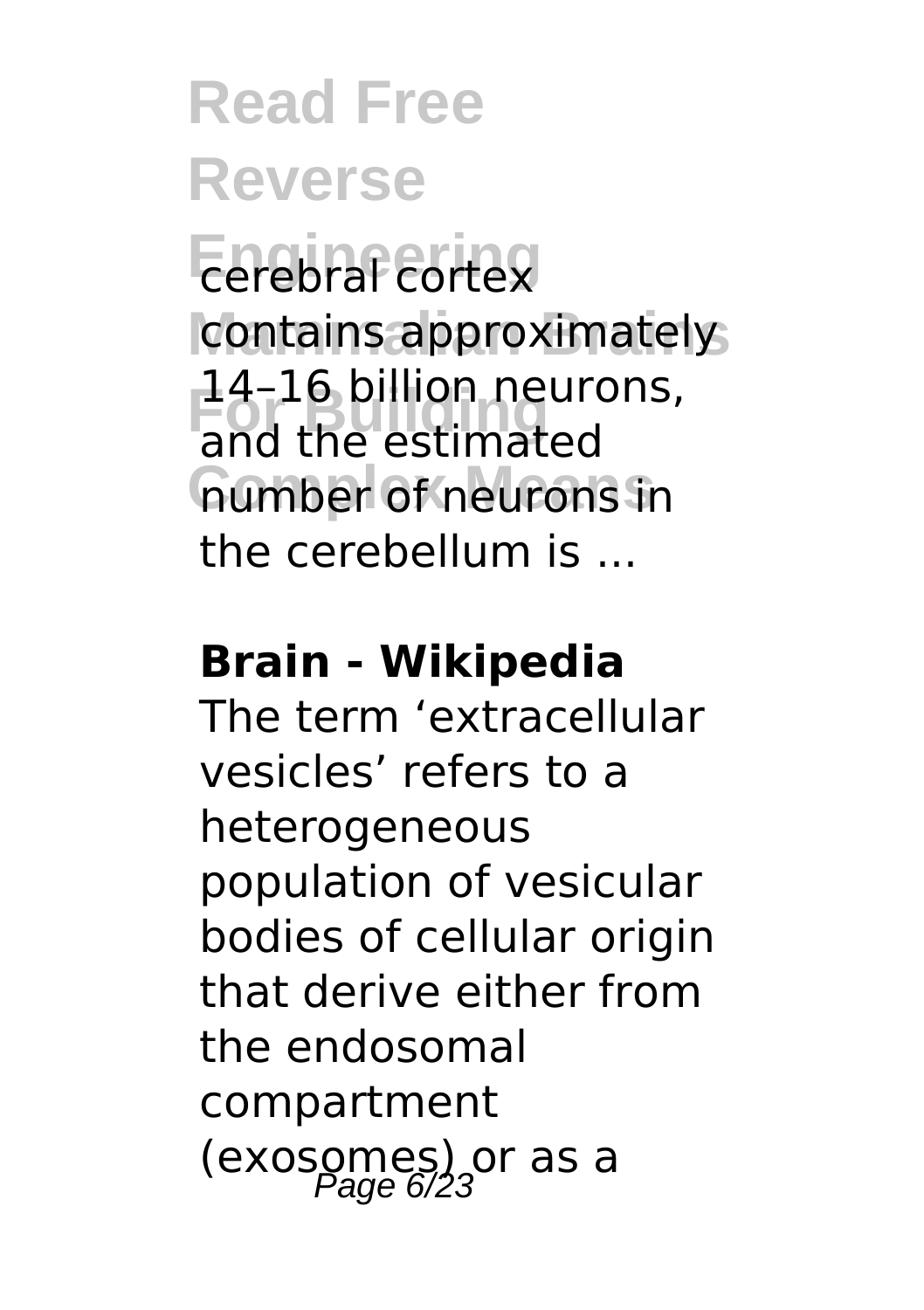cerebral cortex contains approximately 14–16 billion neurons, and the estimated number of neurons in the cerebellum is ...

**Brain - Wikipedia**

The term ‘extracellular vesicles’ refers to a heterogeneous population of vesicular bodies of cellular origin that derive either from the endosomal compartment (exosomes) or as a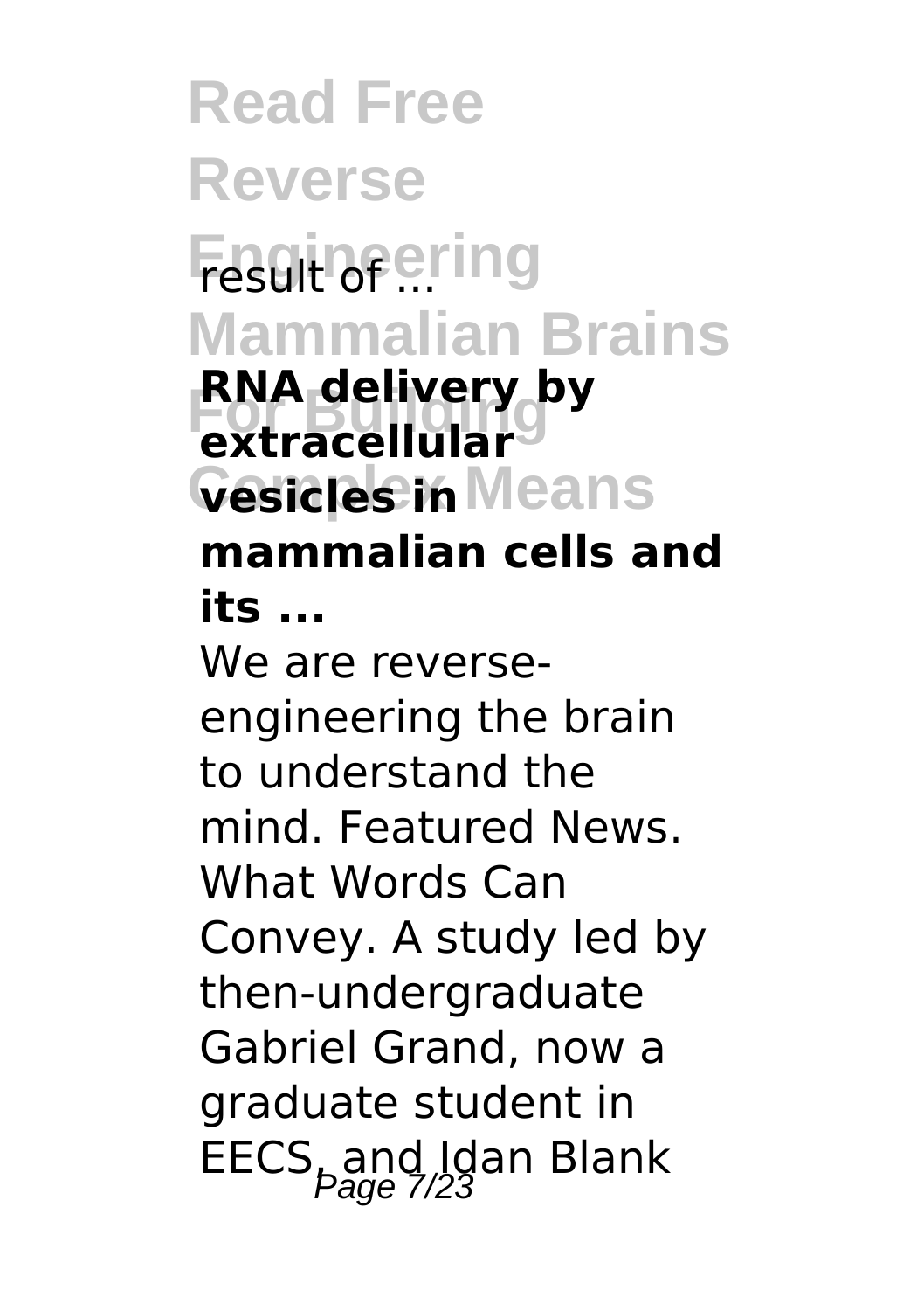result of ...

**RNA delivery by extracellular vesicles in mammalian cells and its ...**

We are reverse-engineering the brain to understand the mind. Featured News. What Words Can Convey. A study led by then-undergraduate Gabriel Grand, now a graduate student in EECS, and Idan Blank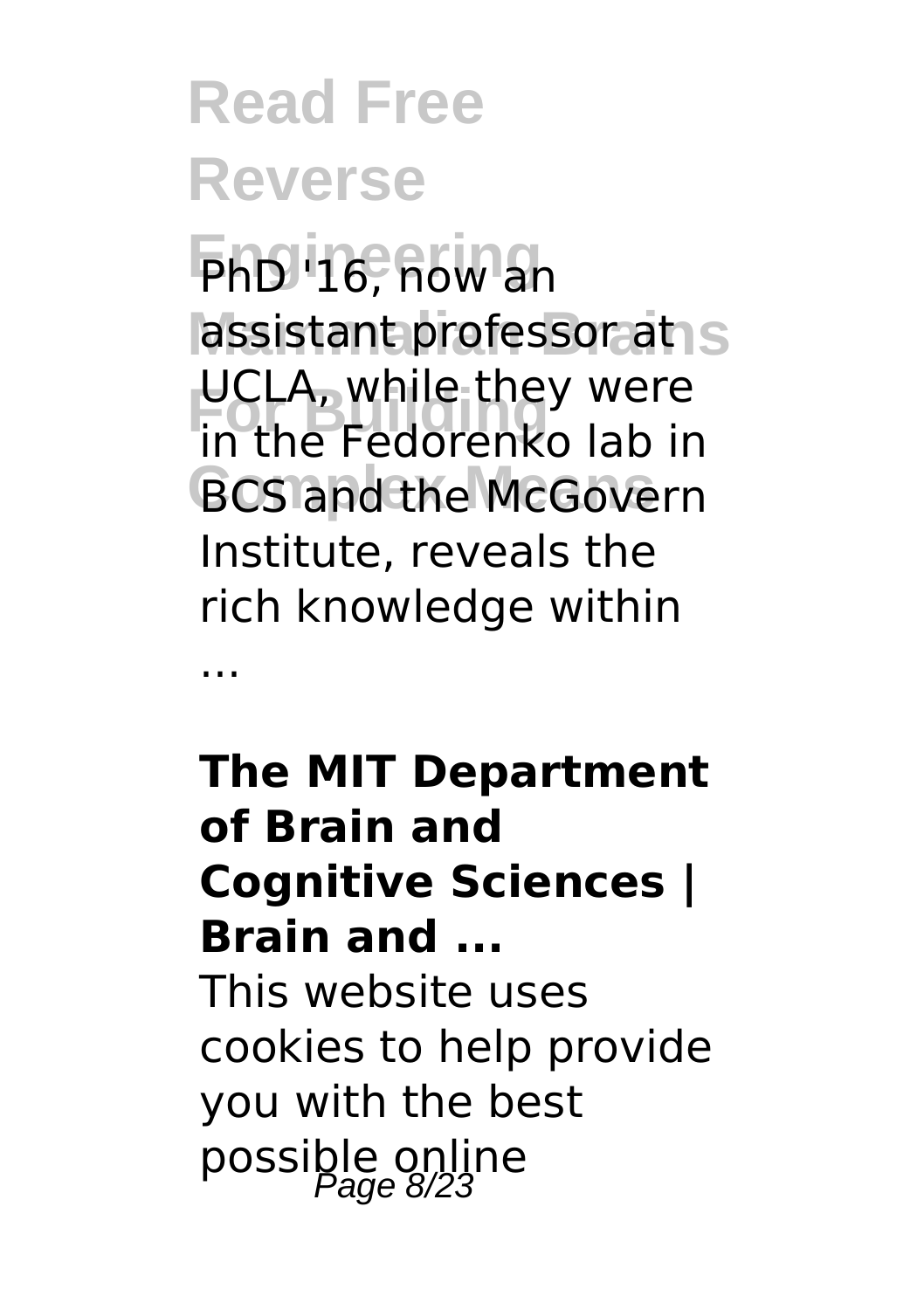PhD '16, now an assistant professor at UCLA, while they were in the Fedorenko lab in BCS and the McGovern Institute, reveals the rich knowledge within ...

**The MIT Department of Brain and Cognitive Sciences | Brain and ...**

This website uses cookies to help provide you with the best possible online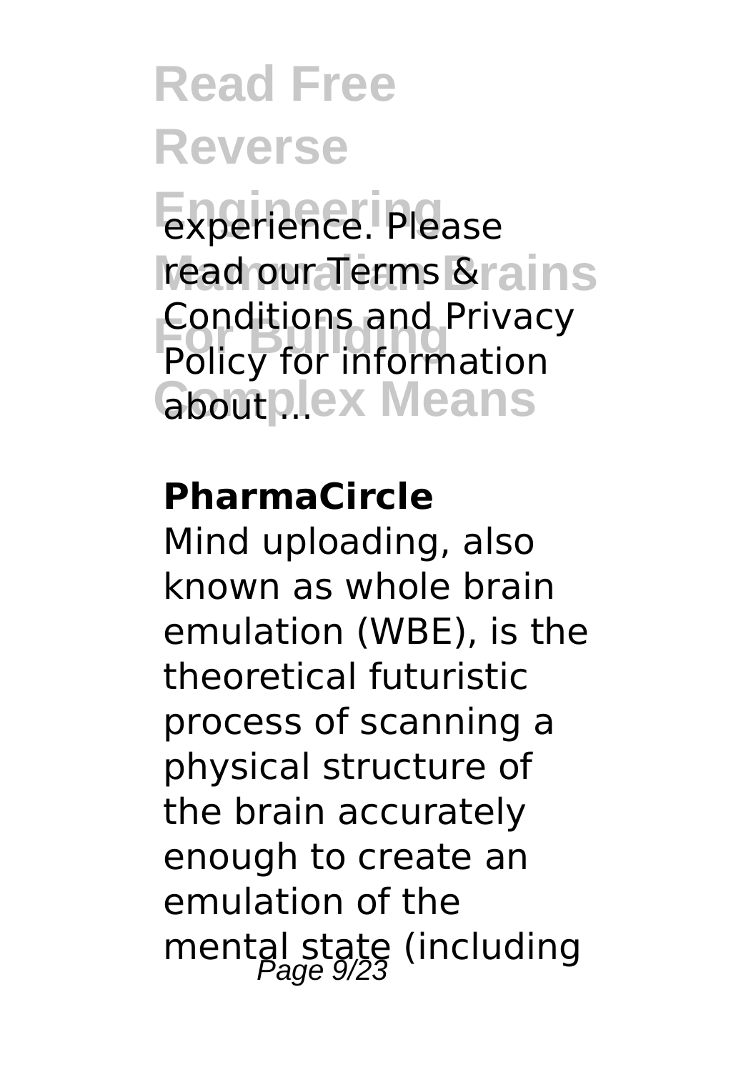experience. Please read our Terms & Conditions and Privacy Policy for information about ...

**PharmaCircle**

Mind uploading, also known as whole brain emulation (WBE), is the theoretical futuristic process of scanning a physical structure of the brain accurately enough to create an emulation of the mental state (including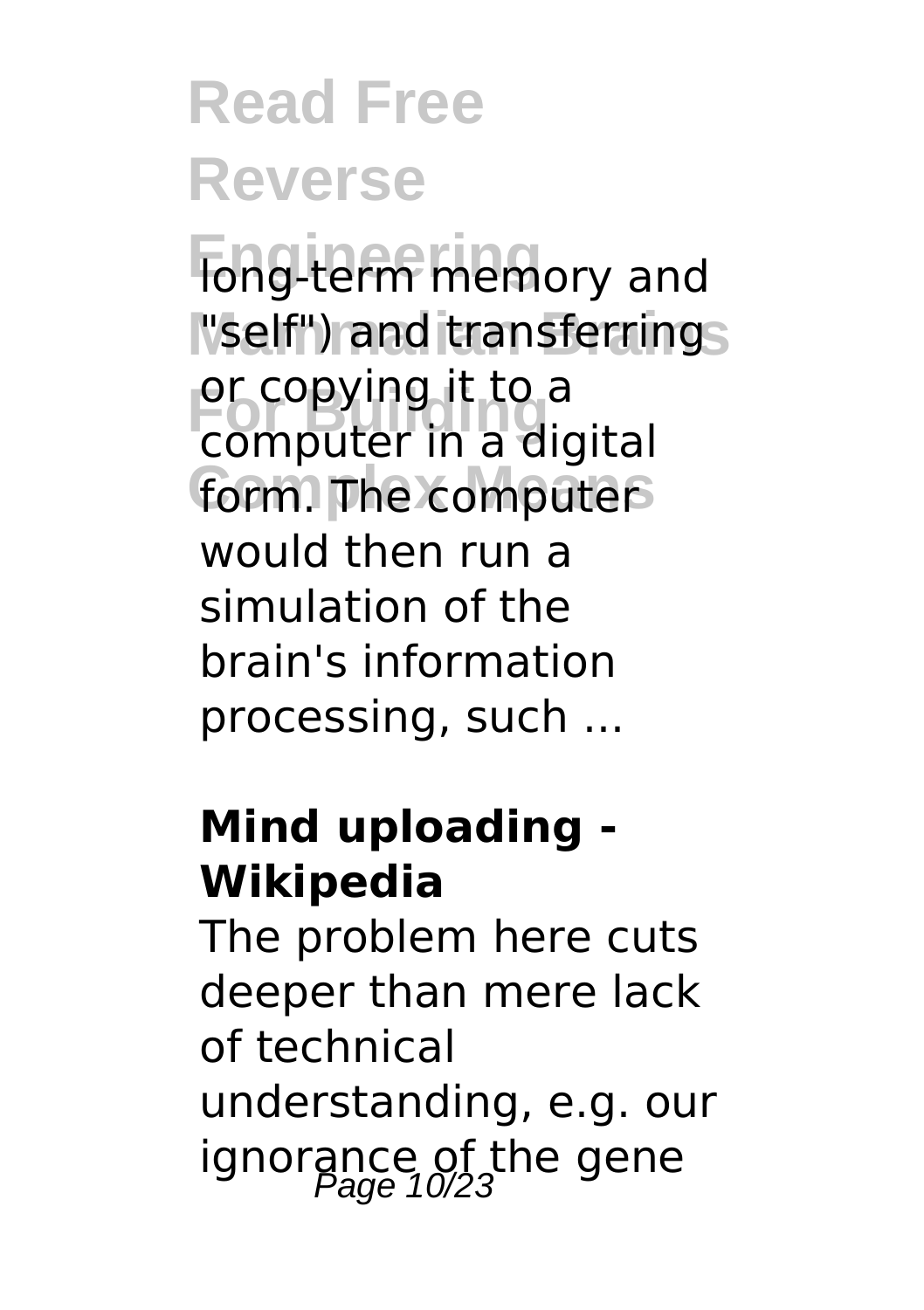long-term memory and "self") and transferring or copying it to a computer in a digital form. The computer would then run a simulation of the brain's information processing, such ...

**Mind uploading - Wikipedia**

The problem here cuts deeper than mere lack of technical understanding, e.g. our ignorance of the gene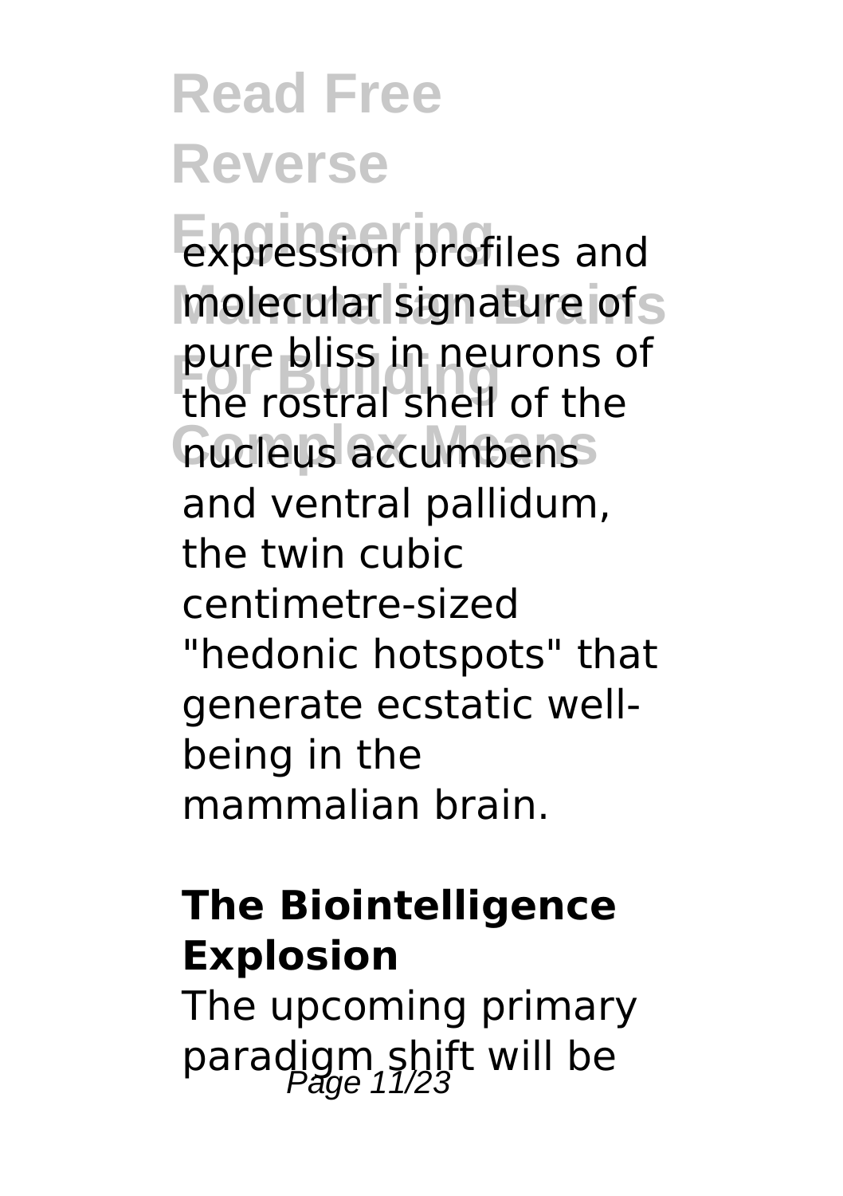expression profiles and molecular signature of pure bliss in neurons of the rostral shell of the nucleus accumbens and ventral pallidum, the twin cubic centimetre-sized "hedonic hotspots" that generate ecstatic well-being in the mammalian brain.

**The Biointelligence Explosion**

The upcoming primary paradigm shift will be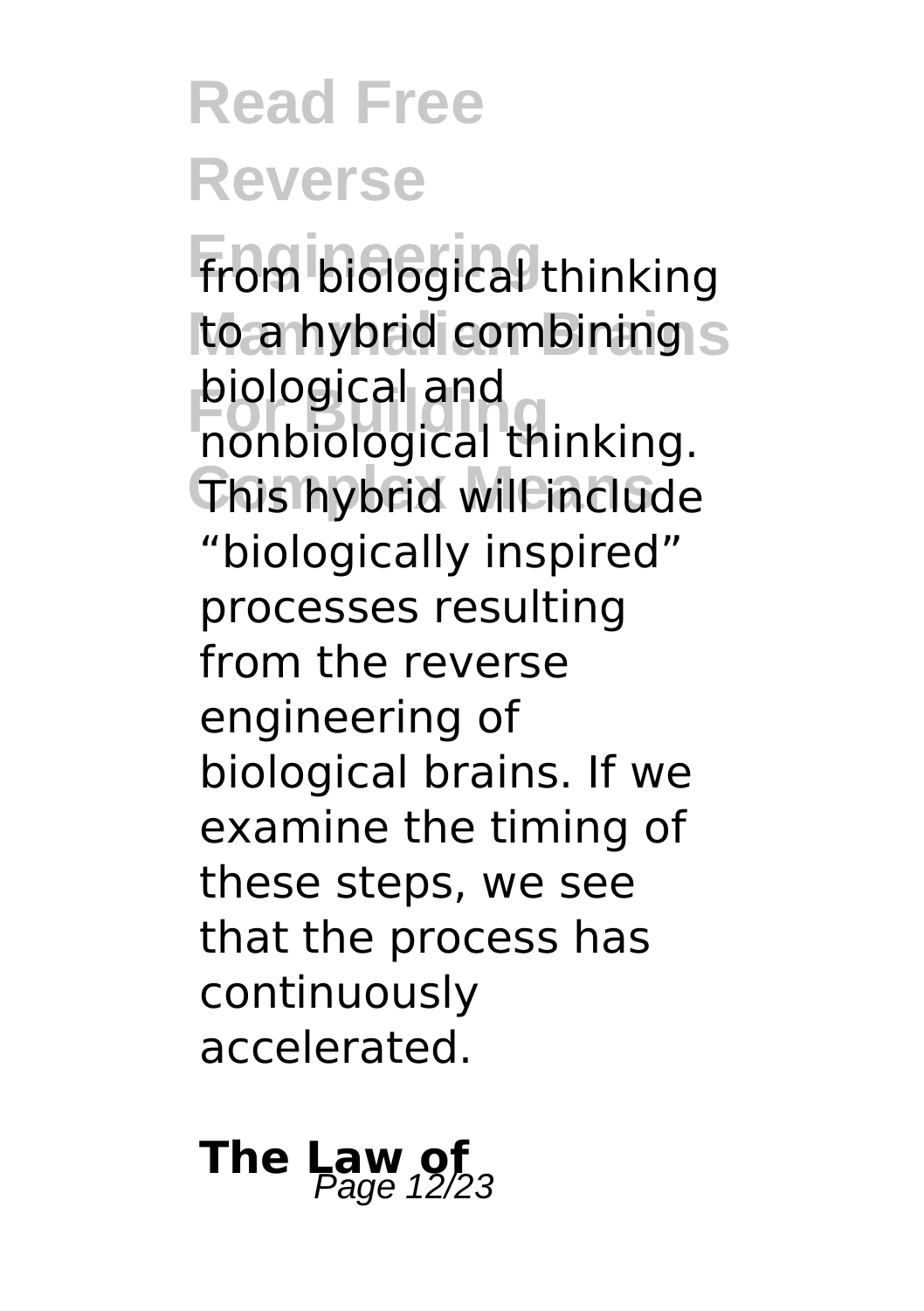from biological thinking to a hybrid combining biological and nonbiological thinking. This hybrid will include "biologically inspired" processes resulting from the reverse engineering of biological brains. If we examine the timing of these steps, we see that the process has continuously accelerated.

## The Law of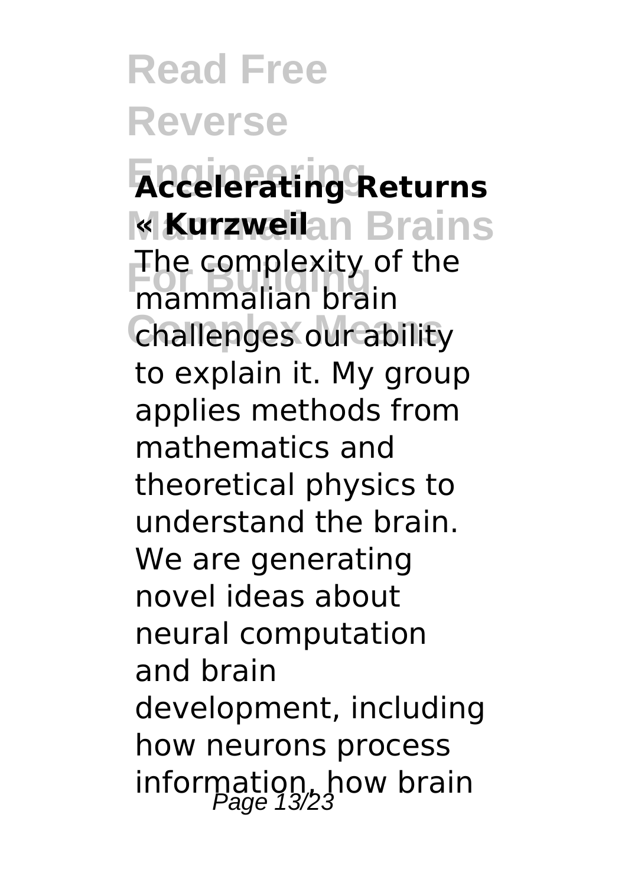**Accelerating Returns « Kurzweil**

The complexity of the mammalian brain challenges our ability to explain it. My group applies methods from mathematics and theoretical physics to understand the brain. We are generating novel ideas about neural computation and brain development, including how neurons process information, how brain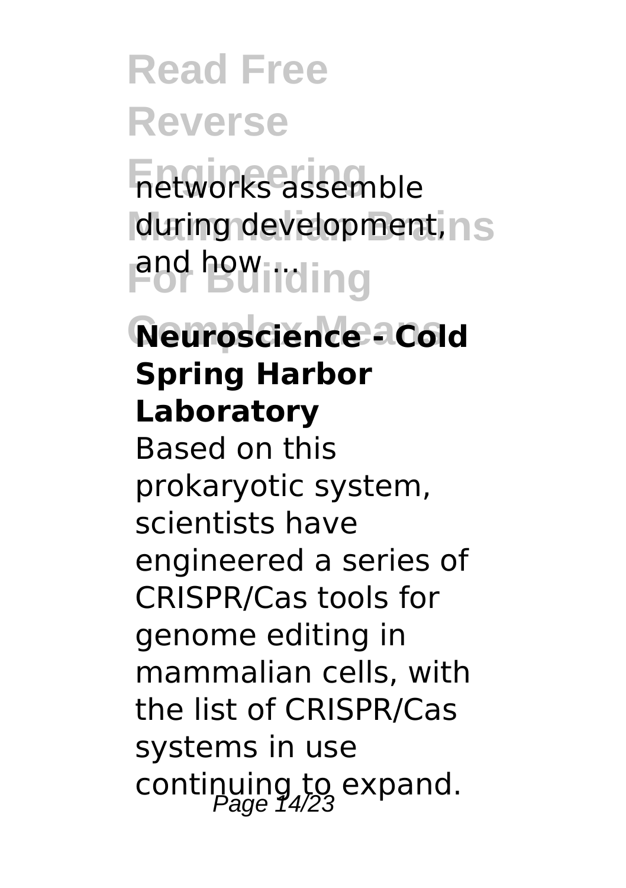networks assemble during development, and how ...

**Neuroscience - Cold Spring Harbor Laboratory**

Based on this prokaryotic system, scientists have engineered a series of CRISPR/Cas tools for genome editing in mammalian cells, with the list of CRISPR/Cas systems in use continuing to expand.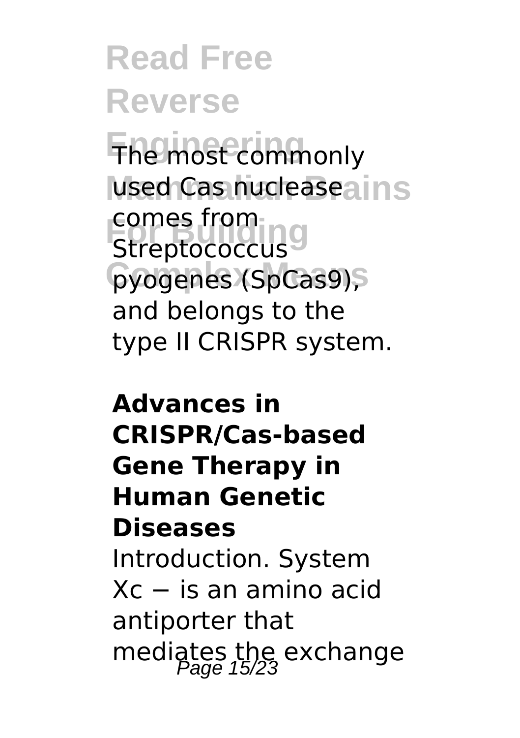The most commonly used Cas nuclease comes from Streptococcus pyogenes (SpCas9), and belongs to the type II CRISPR system.

**Advances in CRISPR/Cas-based Gene Therapy in Human Genetic Diseases**

Introduction. System Xc − is an amino acid antiporter that mediates the exchange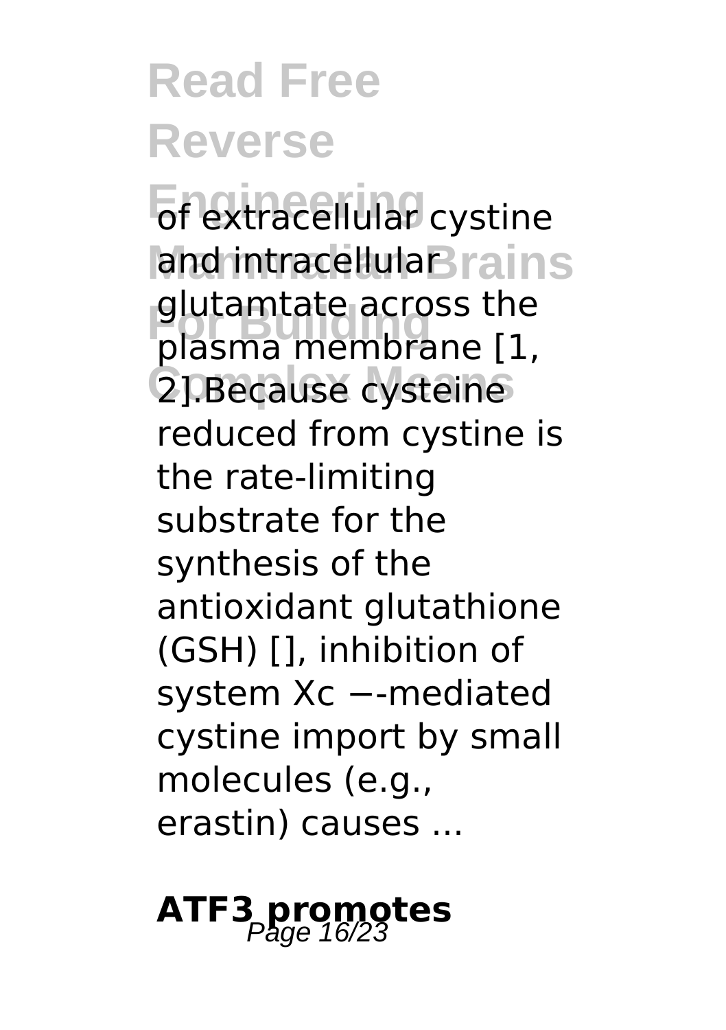of extracellular cystine and intracellular glutamtate across the plasma membrane [1, 2].Because cysteine reduced from cystine is the rate-limiting substrate for the synthesis of the antioxidant glutathione (GSH) [], inhibition of system Xc −-mediated cystine import by small molecules (e.g., erastin) causes ...

## ATF3 promotes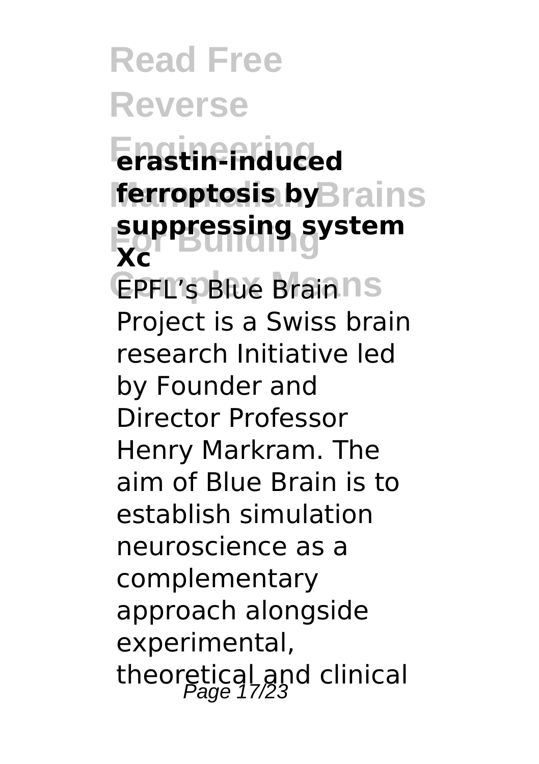**erastin-induced ferroptosis by suppressing system Xc**

EPFL's Blue Brain Project is a Swiss brain research Initiative led by Founder and Director Professor Henry Markram. The aim of Blue Brain is to establish simulation neuroscience as a complementary approach alongside experimental, theoretical and clinical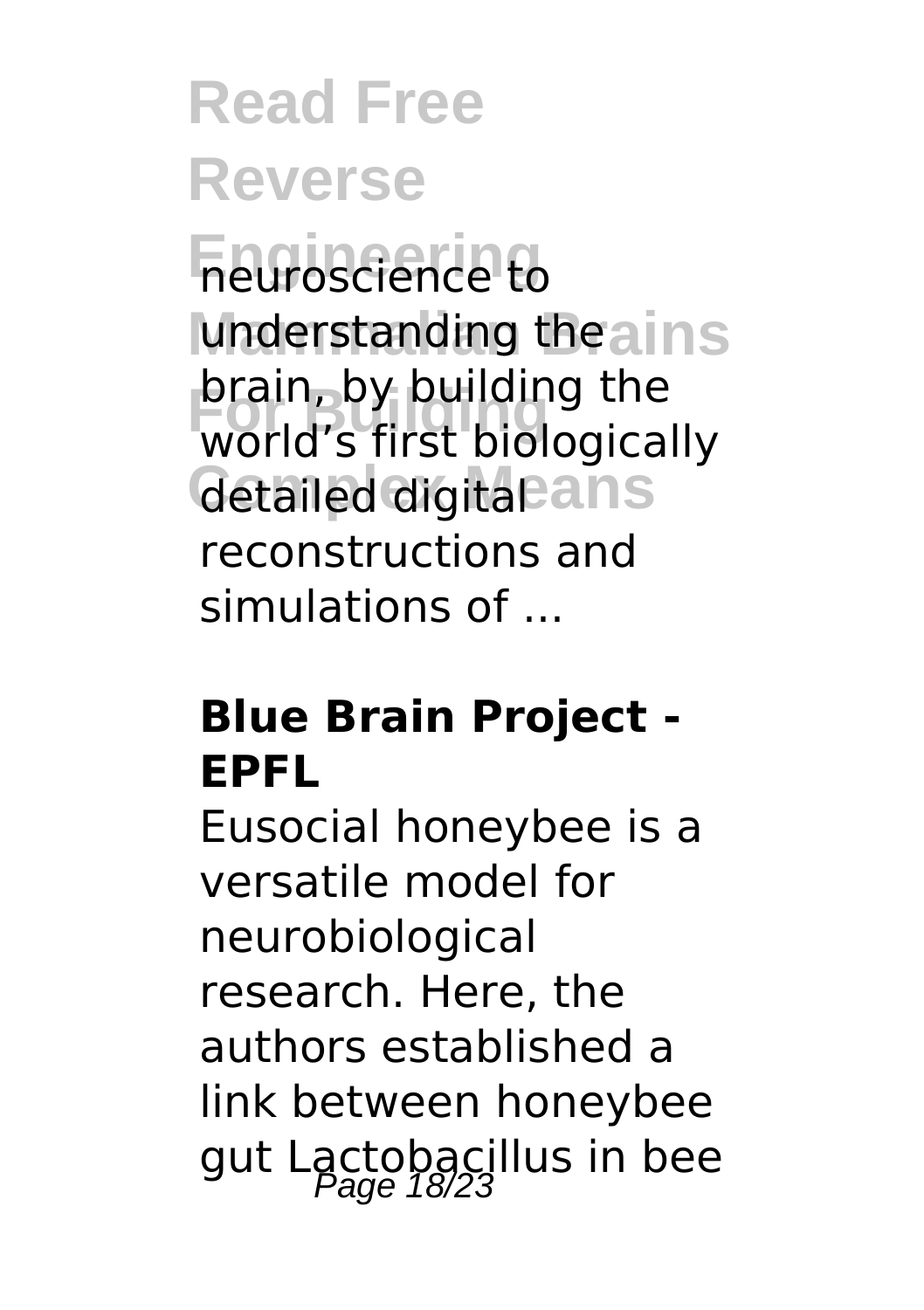neuroscience to understanding the brain, by building the world's first biologically detailed digital reconstructions and simulations of ...

**Blue Brain Project - EPFL**

Eusocial honeybee is a versatile model for neurobiological research. Here, the authors established a link between honeybee gut Lactobacillus in bee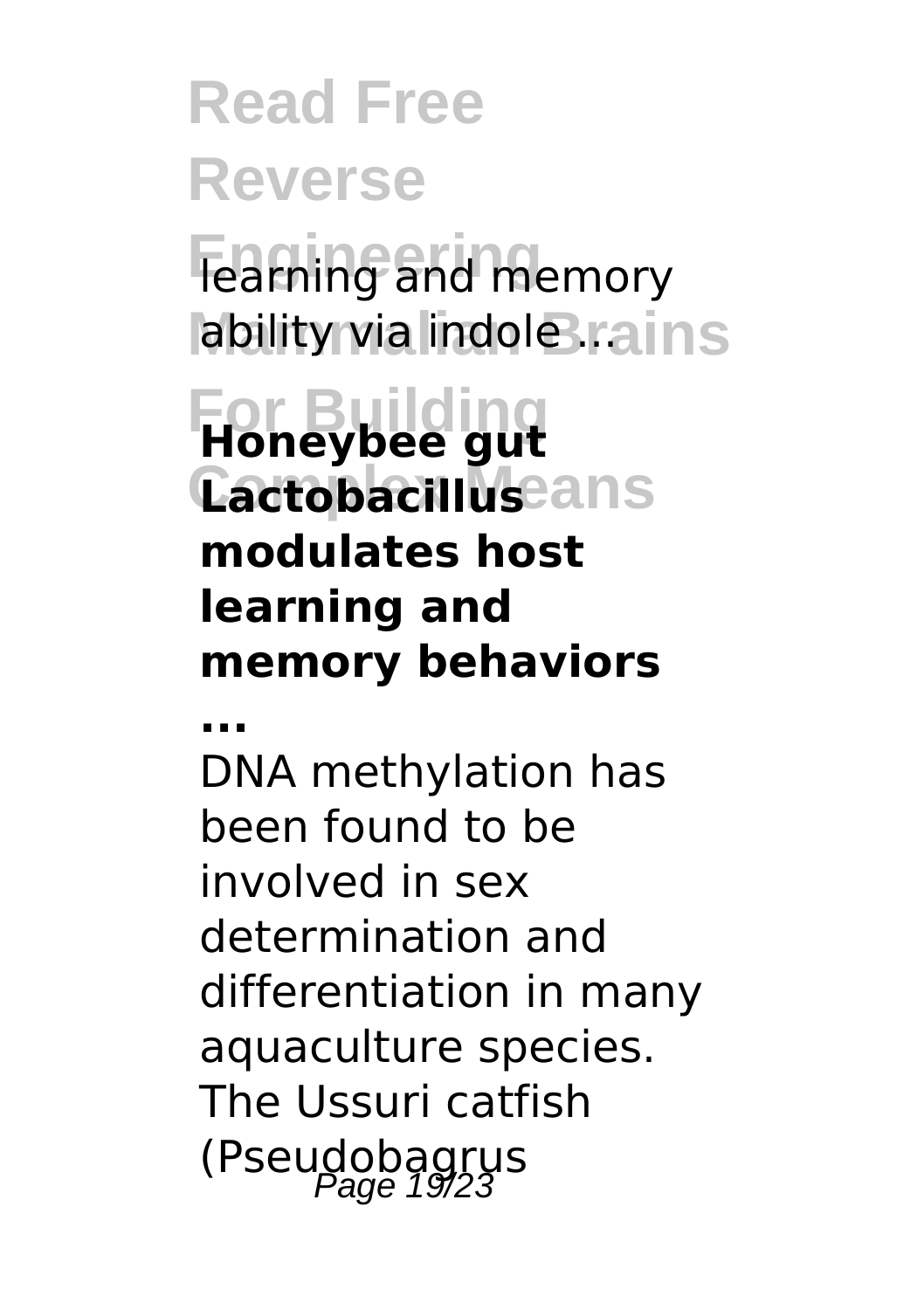learning and memory ability via indole ...

**Honeybee gut Lactobacillus modulates host learning and memory behaviors ...**

DNA methylation has been found to be involved in sex determination and differentiation in many aquaculture species. The Ussuri catfish (Pseudobagrus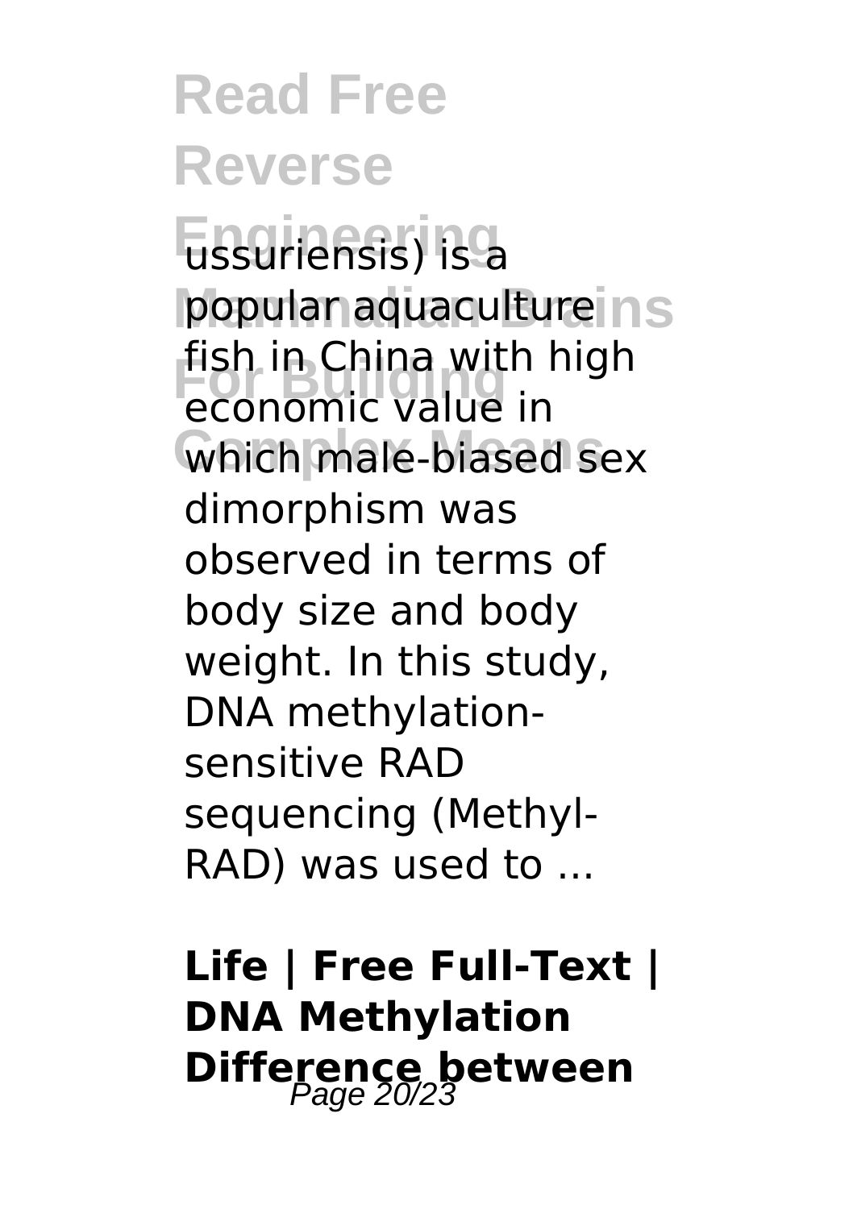ussuriensis) is a popular aquaculture fish in China with high economic value in which male-biased sex dimorphism was observed in terms of body size and body weight. In this study, DNA methylation-sensitive RAD sequencing (Methyl-RAD) was used to ...

**Life | Free Full-Text | DNA Methylation Difference between**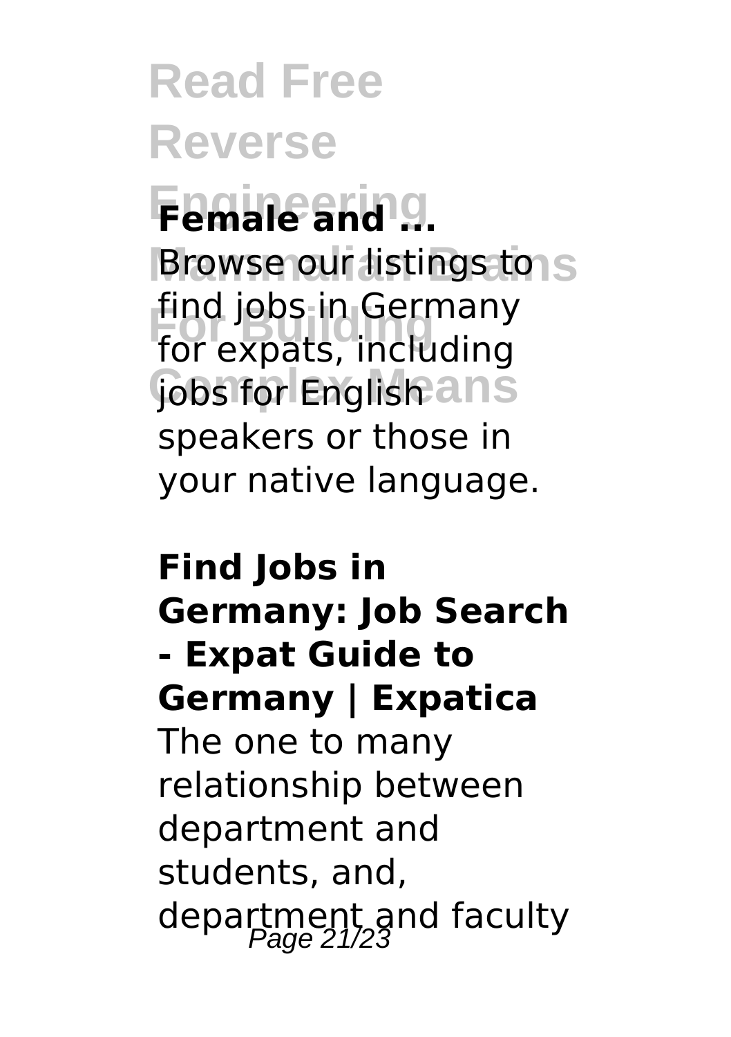**Female and ...**

Browse our listings to find jobs in Germany for expats, including jobs for English speakers or those in your native language.

**Find Jobs in Germany: Job Search - Expat Guide to Germany | Expatica**

The one to many relationship between department and students, and, department and faculty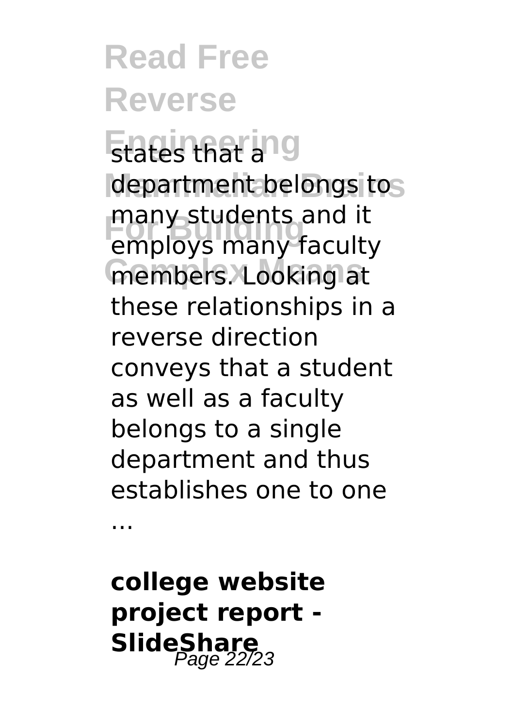states that a department belongs to many students and it employs many faculty members. Looking at these relationships in a reverse direction conveys that a student as well as a faculty belongs to a single department and thus establishes one to one ...

**college website project report - SlideShare**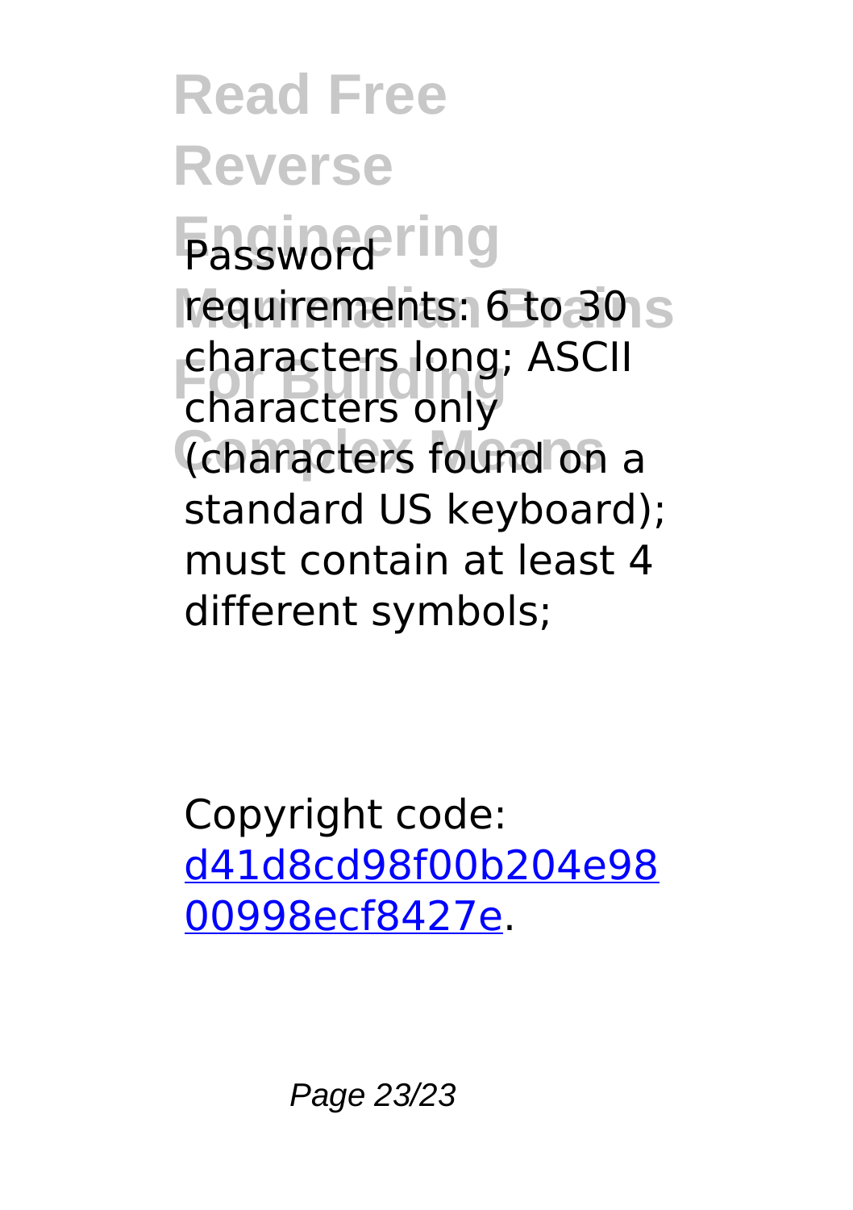Password requirements: 6 to 30 characters long; ASCII characters only (characters found on a standard US keyboard); must contain at least 4 different symbols;

Copyright code: d41d8cd98f00b204e9800998ecf8427e.